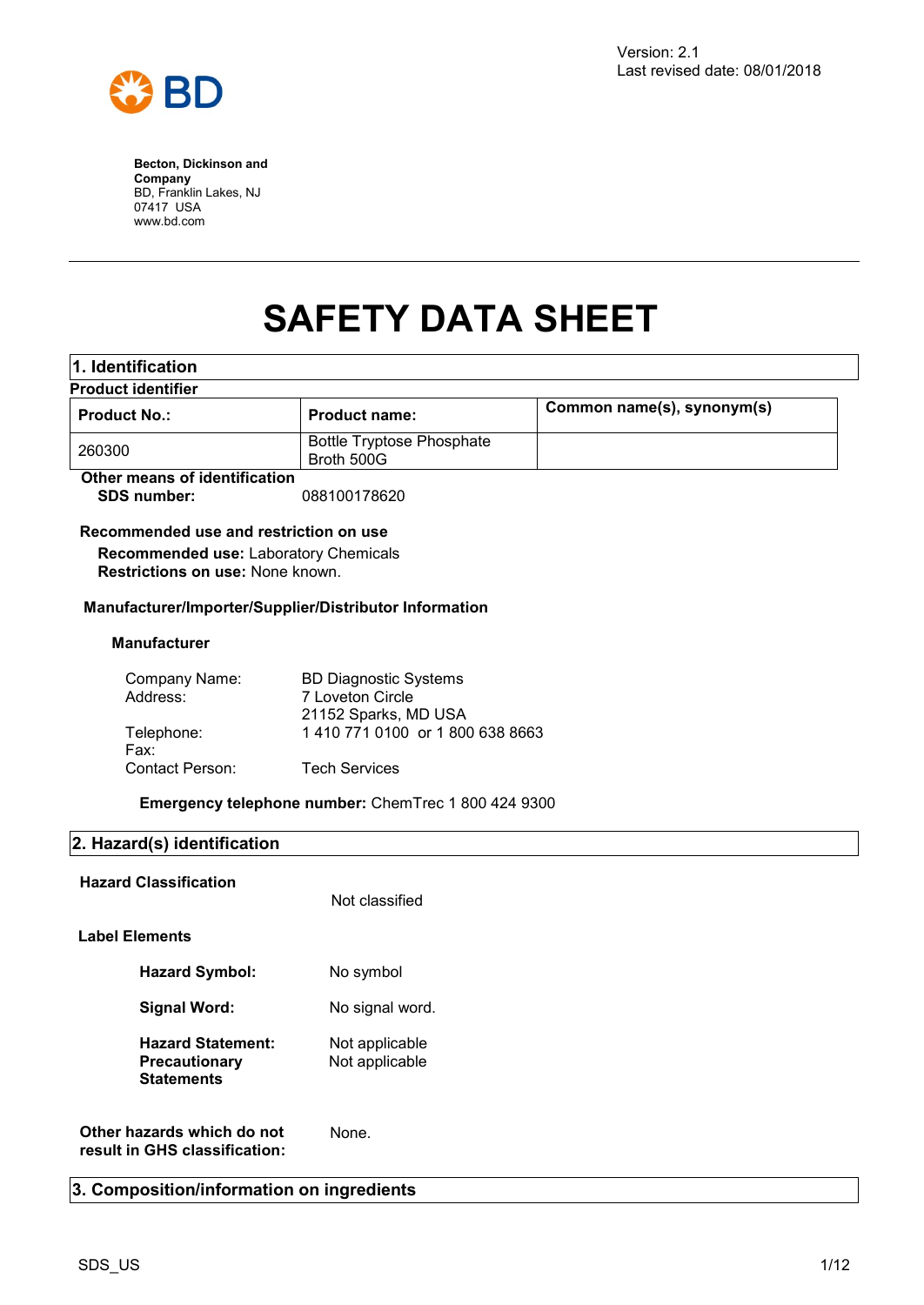Version: 2.1
Last revised date: 08/01/2018

**Becton, Dickinson and Company**
BD, Franklin Lakes, NJ
07417 USA
www.bd.com

# SAFETY DATA SHEET

## 1. Identification

**Product identifier**

| Product No.: | Product name: | Common name(s), synonym(s) |
|---|---|---|
| 260300 | Bottle Tryptose Phosphate Broth 500G | |

**Other means of identification**

**SDS number:** 088100178620

**Recommended use and restriction on use**

**Recommended use:** Laboratory Chemicals
**Restrictions on use:** None known.

**Manufacturer/Importer/Supplier/Distributor Information**

**Manufacturer**

| | |
|---|---|
| Company Name: | BD Diagnostic Systems |
| Address: | 7 Loveton Circle<br>21152 Sparks, MD USA |
| Telephone: | 1 410 771 0100 or 1 800 638 8663 |
| Fax: | |
| Contact Person: | Tech Services |

**Emergency telephone number:** ChemTrec 1 800 424 9300

## 2. Hazard(s) identification

**Hazard Classification** Not classified

**Label Elements**

**Hazard Symbol:** No symbol

**Signal Word:** No signal word.

**Hazard Statement:** Not applicable

**Precautionary Statements** Not applicable

**Other hazards which do not result in GHS classification:** None.

## 3. Composition/information on ingredients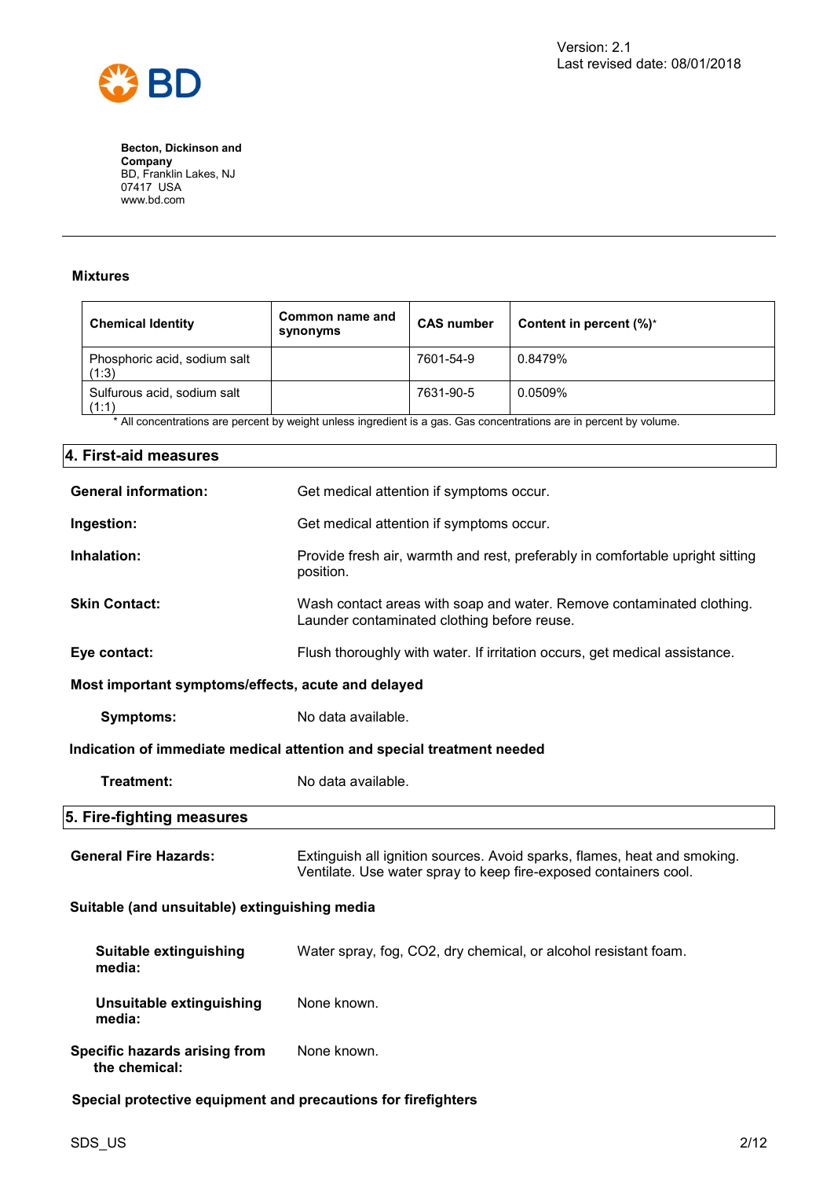### Mixtures

| Chemical Identity | Common name and synonyms | CAS number | Content in percent (%)* |
|---|---|---|---|
| Phosphoric acid, sodium salt (1:3) | | 7601-54-9 | 0.8479% |
| Sulfurous acid, sodium salt (1:1) | | 7631-90-5 | 0.0509% |

\* All concentrations are percent by weight unless ingredient is a gas. Gas concentrations are in percent by volume.

## 4. First-aid measures

**General information:** Get medical attention if symptoms occur.

**Ingestion:** Get medical attention if symptoms occur.

**Inhalation:** Provide fresh air, warmth and rest, preferably in comfortable upright sitting position.

**Skin Contact:** Wash contact areas with soap and water. Remove contaminated clothing. Launder contaminated clothing before reuse.

**Eye contact:** Flush thoroughly with water. If irritation occurs, get medical assistance.

**Most important symptoms/effects, acute and delayed**

**Symptoms:** No data available.

**Indication of immediate medical attention and special treatment needed**

**Treatment:** No data available.

## 5. Fire-fighting measures

**General Fire Hazards:** Extinguish all ignition sources. Avoid sparks, flames, heat and smoking. Ventilate. Use water spray to keep fire-exposed containers cool.

**Suitable (and unsuitable) extinguishing media**

**Suitable extinguishing media:** Water spray, fog, CO2, dry chemical, or alcohol resistant foam.

**Unsuitable extinguishing media:** None known.

**Specific hazards arising from the chemical:** None known.

**Special protective equipment and precautions for firefighters**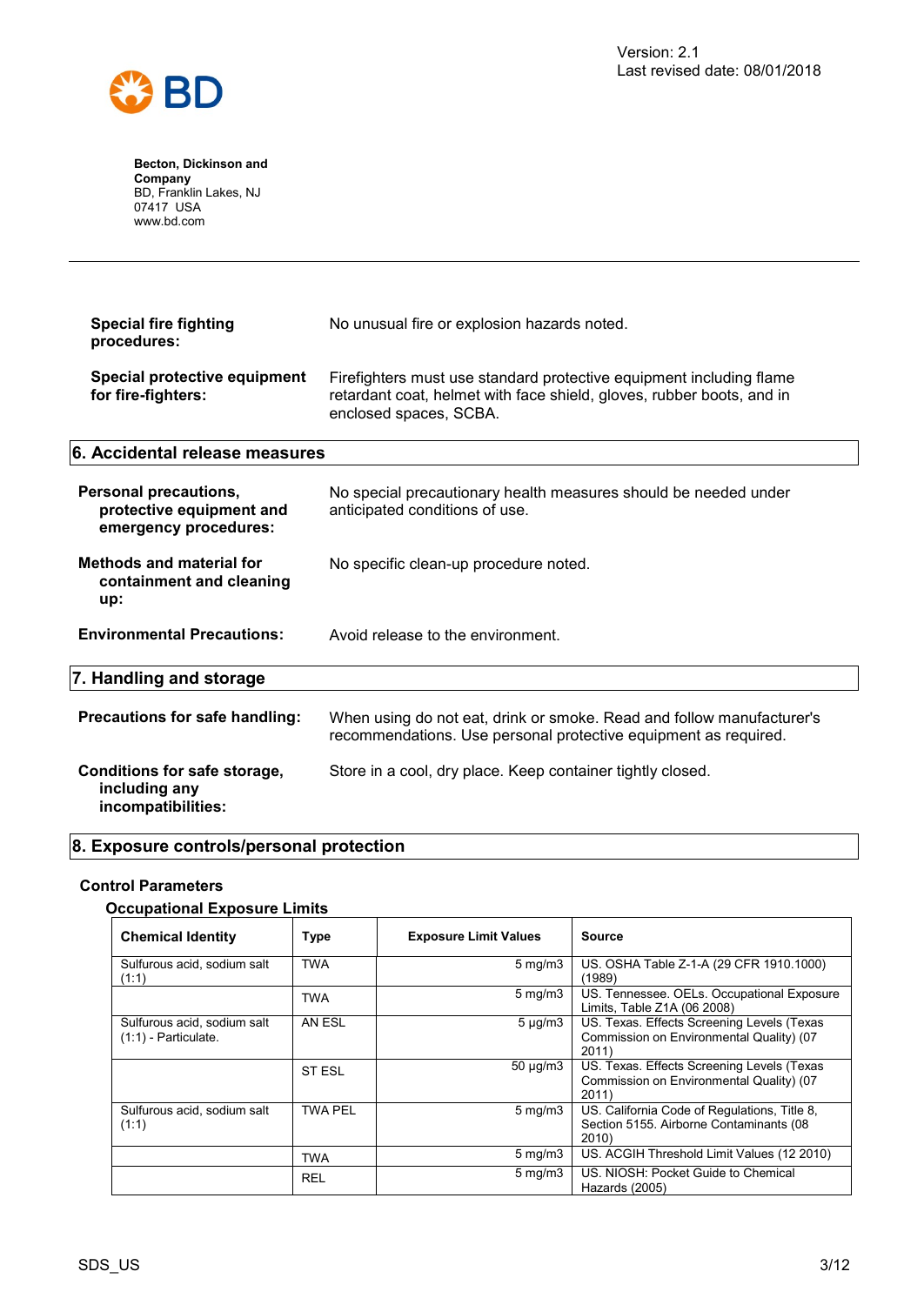**Special fire fighting procedures:** No unusual fire or explosion hazards noted.

**Special protective equipment for fire-fighters:** Firefighters must use standard protective equipment including flame retardant coat, helmet with face shield, gloves, rubber boots, and in enclosed spaces, SCBA.

## 6. Accidental release measures

**Personal precautions, protective equipment and emergency procedures:** No special precautionary health measures should be needed under anticipated conditions of use.

**Methods and material for containment and cleaning up:** No specific clean-up procedure noted.

**Environmental Precautions:** Avoid release to the environment.

## 7. Handling and storage

**Precautions for safe handling:** When using do not eat, drink or smoke. Read and follow manufacturer's recommendations. Use personal protective equipment as required.

**Conditions for safe storage, including any incompatibilities:** Store in a cool, dry place. Keep container tightly closed.

## 8. Exposure controls/personal protection

### Control Parameters

#### Occupational Exposure Limits

| Chemical Identity | Type | Exposure Limit Values | Source |
|---|---|---|---|
| Sulfurous acid, sodium salt (1:1) | TWA | 5 mg/m3 | US. OSHA Table Z-1-A (29 CFR 1910.1000) (1989) |
| | TWA | 5 mg/m3 | US. Tennessee. OELs. Occupational Exposure Limits, Table Z1A (06 2008) |
| Sulfurous acid, sodium salt (1:1) - Particulate. | AN ESL | 5 µg/m3 | US. Texas. Effects Screening Levels (Texas Commission on Environmental Quality) (07 2011) |
| | ST ESL | 50 µg/m3 | US. Texas. Effects Screening Levels (Texas Commission on Environmental Quality) (07 2011) |
| Sulfurous acid, sodium salt (1:1) | TWA PEL | 5 mg/m3 | US. California Code of Regulations, Title 8, Section 5155. Airborne Contaminants (08 2010) |
| | TWA | 5 mg/m3 | US. ACGIH Threshold Limit Values (12 2010) |
| | REL | 5 mg/m3 | US. NIOSH: Pocket Guide to Chemical Hazards (2005) |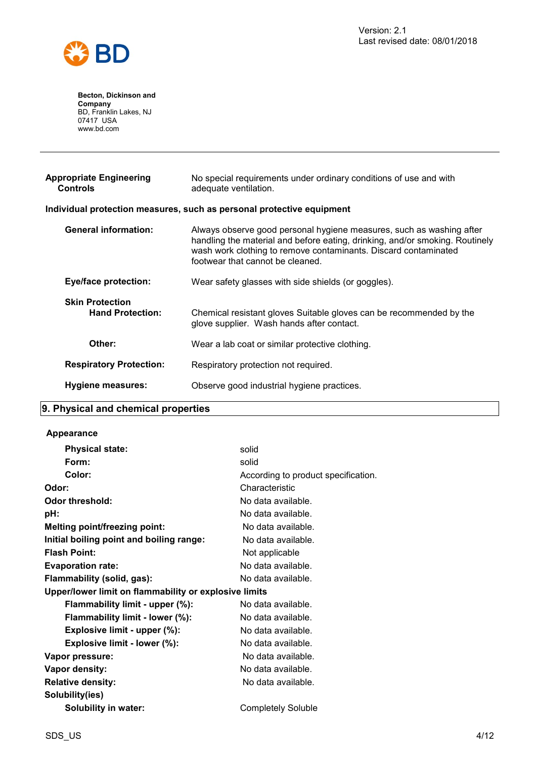| | |
|---|---|
| **Appropriate Engineering Controls** | No special requirements under ordinary conditions of use and with adequate ventilation. |

**Individual protection measures, such as personal protective equipment**

| | |
|---|---|
| **General information:** | Always observe good personal hygiene measures, such as washing after handling the material and before eating, drinking, and/or smoking. Routinely wash work clothing to remove contaminants. Discard contaminated footwear that cannot be cleaned. |
| **Eye/face protection:** | Wear safety glasses with side shields (or goggles). |
| **Skin Protection** | |
| **Hand Protection:** | Chemical resistant gloves Suitable gloves can be recommended by the glove supplier. Wash hands after contact. |
| **Other:** | Wear a lab coat or similar protective clothing. |
| **Respiratory Protection:** | Respiratory protection not required. |
| **Hygiene measures:** | Observe good industrial hygiene practices. |

## 9. Physical and chemical properties

**Appearance**

| | |
|---|---|
| **Physical state:** | solid |
| **Form:** | solid |
| **Color:** | According to product specification. |
| **Odor:** | Characteristic |
| **Odor threshold:** | No data available. |
| **pH:** | No data available. |
| **Melting point/freezing point:** | No data available. |
| **Initial boiling point and boiling range:** | No data available. |
| **Flash Point:** | Not applicable |
| **Evaporation rate:** | No data available. |
| **Flammability (solid, gas):** | No data available. |
| **Upper/lower limit on flammability or explosive limits** | |
| **Flammability limit - upper (%):** | No data available. |
| **Flammability limit - lower (%):** | No data available. |
| **Explosive limit - upper (%):** | No data available. |
| **Explosive limit - lower (%):** | No data available. |
| **Vapor pressure:** | No data available. |
| **Vapor density:** | No data available. |
| **Relative density:** | No data available. |
| **Solubility(ies)** | |
| **Solubility in water:** | Completely Soluble |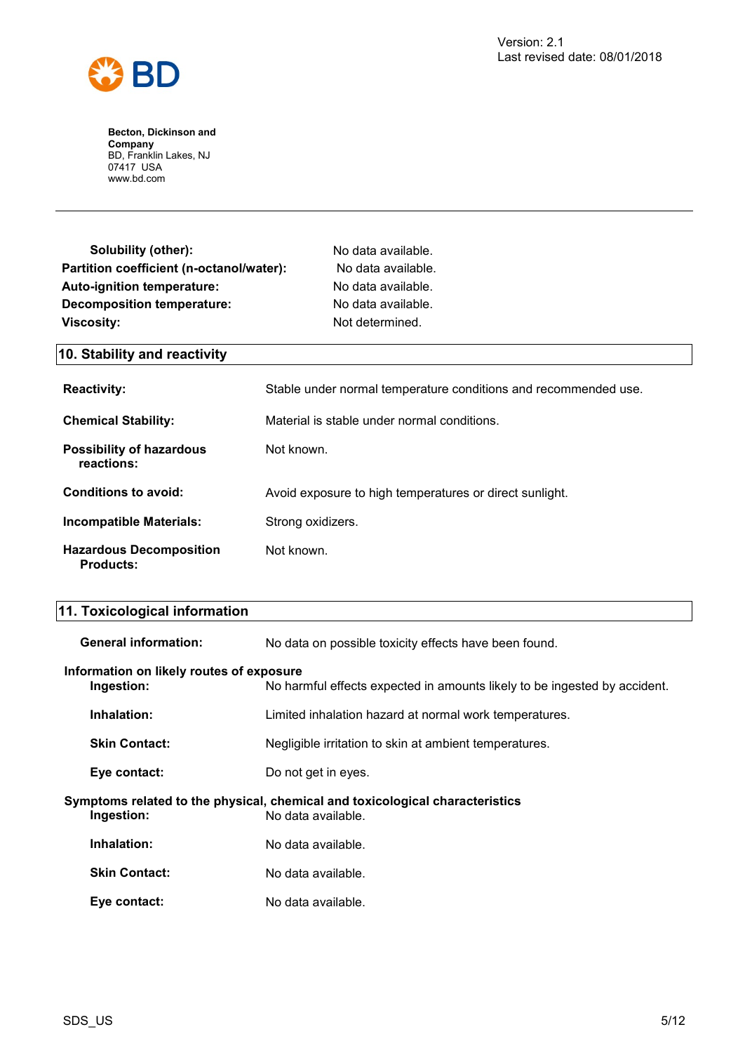| | |
|---|---|
| **Solubility (other):** | No data available. |
| **Partition coefficient (n-octanol/water):** | No data available. |
| **Auto-ignition temperature:** | No data available. |
| **Decomposition temperature:** | No data available. |
| **Viscosity:** | Not determined. |

## 10. Stability and reactivity

| | |
|---|---|
| **Reactivity:** | Stable under normal temperature conditions and recommended use. |
| **Chemical Stability:** | Material is stable under normal conditions. |
| **Possibility of hazardous reactions:** | Not known. |
| **Conditions to avoid:** | Avoid exposure to high temperatures or direct sunlight. |
| **Incompatible Materials:** | Strong oxidizers. |
| **Hazardous Decomposition Products:** | Not known. |

## 11. Toxicological information

**General information:** No data on possible toxicity effects have been found.

**Information on likely routes of exposure**

| | |
|---|---|
| **Ingestion:** | No harmful effects expected in amounts likely to be ingested by accident. |
| **Inhalation:** | Limited inhalation hazard at normal work temperatures. |
| **Skin Contact:** | Negligible irritation to skin at ambient temperatures. |
| **Eye contact:** | Do not get in eyes. |

**Symptoms related to the physical, chemical and toxicological characteristics**

| | |
|---|---|
| **Ingestion:** | No data available. |
| **Inhalation:** | No data available. |
| **Skin Contact:** | No data available. |
| **Eye contact:** | No data available. |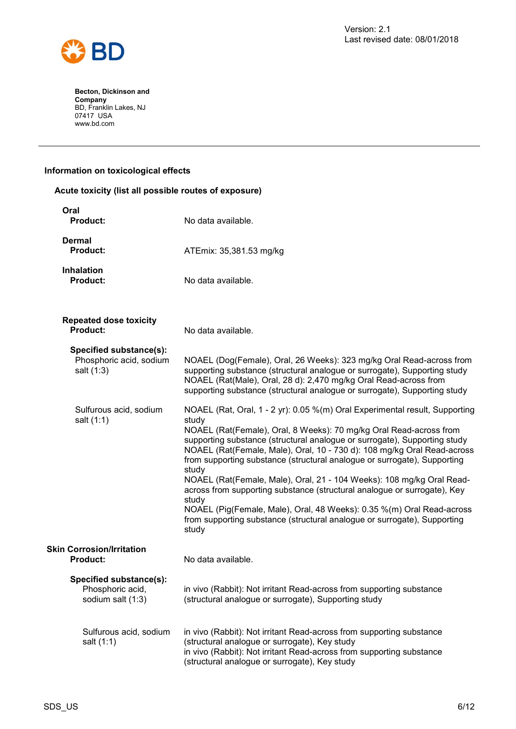## Information on toxicological effects

### Acute toxicity (list all possible routes of exposure)

**Oral**

| | |
|---|---|
| **Product:** | No data available. |

**Dermal**

| | |
|---|---|
| **Product:** | ATEmix: 35,381.53 mg/kg |

**Inhalation**

| | |
|---|---|
| **Product:** | No data available. |

**Repeated dose toxicity**

| | |
|---|---|
| **Product:** | No data available. |
| **Specified substance(s):** | |
| Phosphoric acid, sodium salt (1:3) | NOAEL (Dog(Female), Oral, 26 Weeks): 323 mg/kg Oral Read-across from supporting substance (structural analogue or surrogate), Supporting study<br>NOAEL (Rat(Male), Oral, 28 d): 2,470 mg/kg Oral Read-across from supporting substance (structural analogue or surrogate), Supporting study |
| Sulfurous acid, sodium salt (1:1) | NOAEL (Rat, Oral, 1 - 2 yr): 0.05 %(m) Oral Experimental result, Supporting study<br>NOAEL (Rat(Female), Oral, 8 Weeks): 70 mg/kg Oral Read-across from supporting substance (structural analogue or surrogate), Supporting study<br>NOAEL (Rat(Female, Male), Oral, 10 - 730 d): 108 mg/kg Oral Read-across from supporting substance (structural analogue or surrogate), Supporting study<br>NOAEL (Rat(Female, Male), Oral, 21 - 104 Weeks): 108 mg/kg Oral Read-across from supporting substance (structural analogue or surrogate), Key study<br>NOAEL (Pig(Female, Male), Oral, 48 Weeks): 0.35 %(m) Oral Read-across from supporting substance (structural analogue or surrogate), Supporting study |

**Skin Corrosion/Irritation**

| | |
|---|---|
| **Product:** | No data available. |
| **Specified substance(s):** | |
| Phosphoric acid, sodium salt (1:3) | in vivo (Rabbit): Not irritant Read-across from supporting substance (structural analogue or surrogate), Supporting study |
| Sulfurous acid, sodium salt (1:1) | in vivo (Rabbit): Not irritant Read-across from supporting substance (structural analogue or surrogate), Key study<br>in vivo (Rabbit): Not irritant Read-across from supporting substance (structural analogue or surrogate), Key study |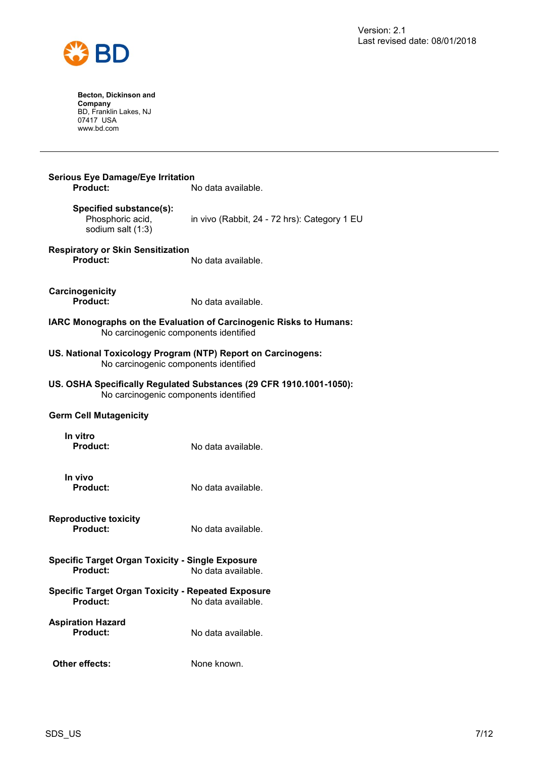**Serious Eye Damage/Eye Irritation**

**Product:** No data available.

**Specified substance(s):**

Phosphoric acid, sodium salt (1:3) — in vivo (Rabbit, 24 - 72 hrs): Category 1 EU

**Respiratory or Skin Sensitization**

**Product:** No data available.

**Carcinogenicity**

**Product:** No data available.

**IARC Monographs on the Evaluation of Carcinogenic Risks to Humans:**

No carcinogenic components identified

**US. National Toxicology Program (NTP) Report on Carcinogens:**

No carcinogenic components identified

**US. OSHA Specifically Regulated Substances (29 CFR 1910.1001-1050):**

No carcinogenic components identified

**Germ Cell Mutagenicity**

**In vitro**

**Product:** No data available.

**In vivo**

**Product:** No data available.

**Reproductive toxicity**

**Product:** No data available.

**Specific Target Organ Toxicity - Single Exposure**

**Product:** No data available.

**Specific Target Organ Toxicity - Repeated Exposure**

**Product:** No data available.

**Aspiration Hazard**

**Product:** No data available.

**Other effects:** None known.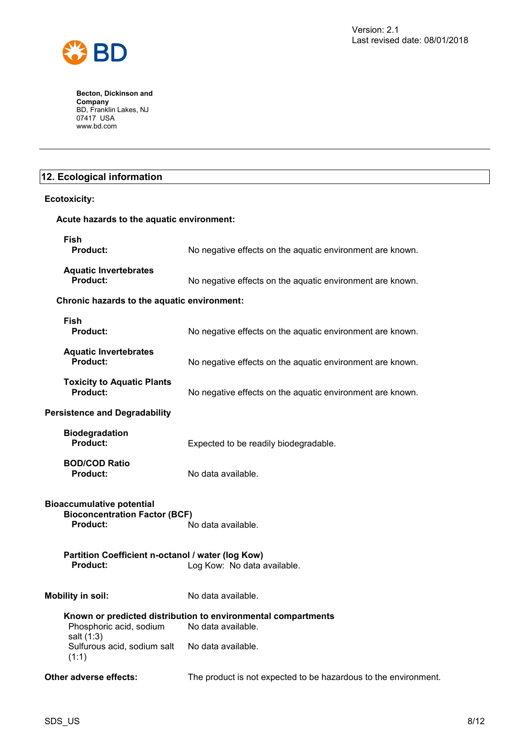## 12. Ecological information

**Ecotoxicity:**

**Acute hazards to the aquatic environment:**

**Fish**
**Product:** No negative effects on the aquatic environment are known.

**Aquatic Invertebrates**
**Product:** No negative effects on the aquatic environment are known.

**Chronic hazards to the aquatic environment:**

**Fish**
**Product:** No negative effects on the aquatic environment are known.

**Aquatic Invertebrates**
**Product:** No negative effects on the aquatic environment are known.

**Toxicity to Aquatic Plants**
**Product:** No negative effects on the aquatic environment are known.

**Persistence and Degradability**

**Biodegradation**
**Product:** Expected to be readily biodegradable.

**BOD/COD Ratio**
**Product:** No data available.

**Bioaccumulative potential**
**Bioconcentration Factor (BCF)**
**Product:** No data available.

**Partition Coefficient n-octanol / water (log Kow)**
**Product:** Log Kow: No data available.

**Mobility in soil:** No data available.

**Known or predicted distribution to environmental compartments**

| | |
|---|---|
| Phosphoric acid, sodium salt (1:3) | No data available. |
| Sulfurous acid, sodium salt (1:1) | No data available. |

**Other adverse effects:** The product is not expected to be hazardous to the environment.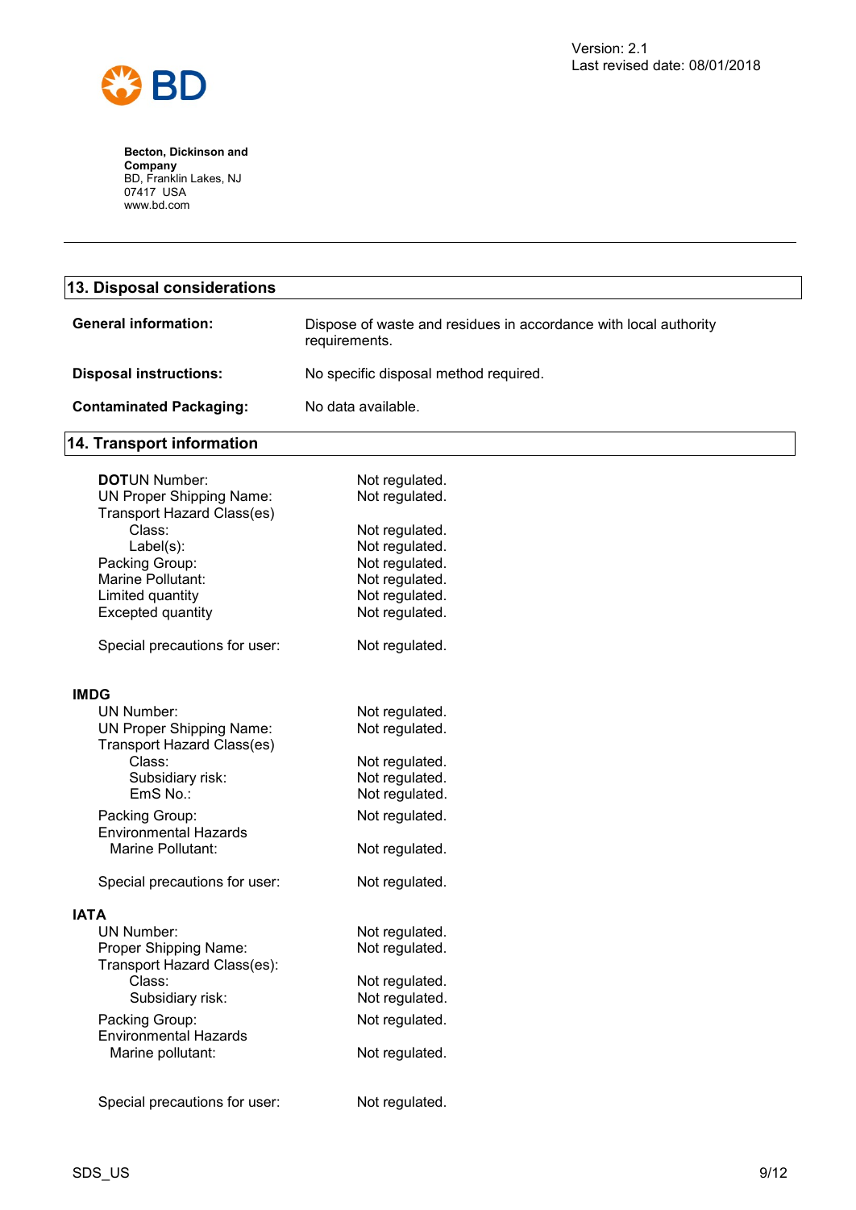Version: 2.1
Last revised date: 08/01/2018

**Becton, Dickinson and Company**
BD, Franklin Lakes, NJ
07417 USA
www.bd.com

## 13. Disposal considerations

**General information:** Dispose of waste and residues in accordance with local authority requirements.

**Disposal instructions:** No specific disposal method required.

**Contaminated Packaging:** No data available.

## 14. Transport information

**DOT**

| | |
|---|---|
| UN Number: | Not regulated. |
| UN Proper Shipping Name: | Not regulated. |
| Transport Hazard Class(es) | |
| Class: | Not regulated. |
| Label(s): | Not regulated. |
| Packing Group: | Not regulated. |
| Marine Pollutant: | Not regulated. |
| Limited quantity | Not regulated. |
| Excepted quantity | Not regulated. |
| Special precautions for user: | Not regulated. |

**IMDG**

| | |
|---|---|
| UN Number: | Not regulated. |
| UN Proper Shipping Name: | Not regulated. |
| Transport Hazard Class(es) | |
| Class: | Not regulated. |
| Subsidiary risk: | Not regulated. |
| EmS No.: | Not regulated. |
| Packing Group: | Not regulated. |
| Environmental Hazards | |
| Marine Pollutant: | Not regulated. |
| Special precautions for user: | Not regulated. |

**IATA**

| | |
|---|---|
| UN Number: | Not regulated. |
| Proper Shipping Name: | Not regulated. |
| Transport Hazard Class(es): | |
| Class: | Not regulated. |
| Subsidiary risk: | Not regulated. |
| Packing Group: | Not regulated. |
| Environmental Hazards | |
| Marine pollutant: | Not regulated. |
| Special precautions for user: | Not regulated. |

SDS_US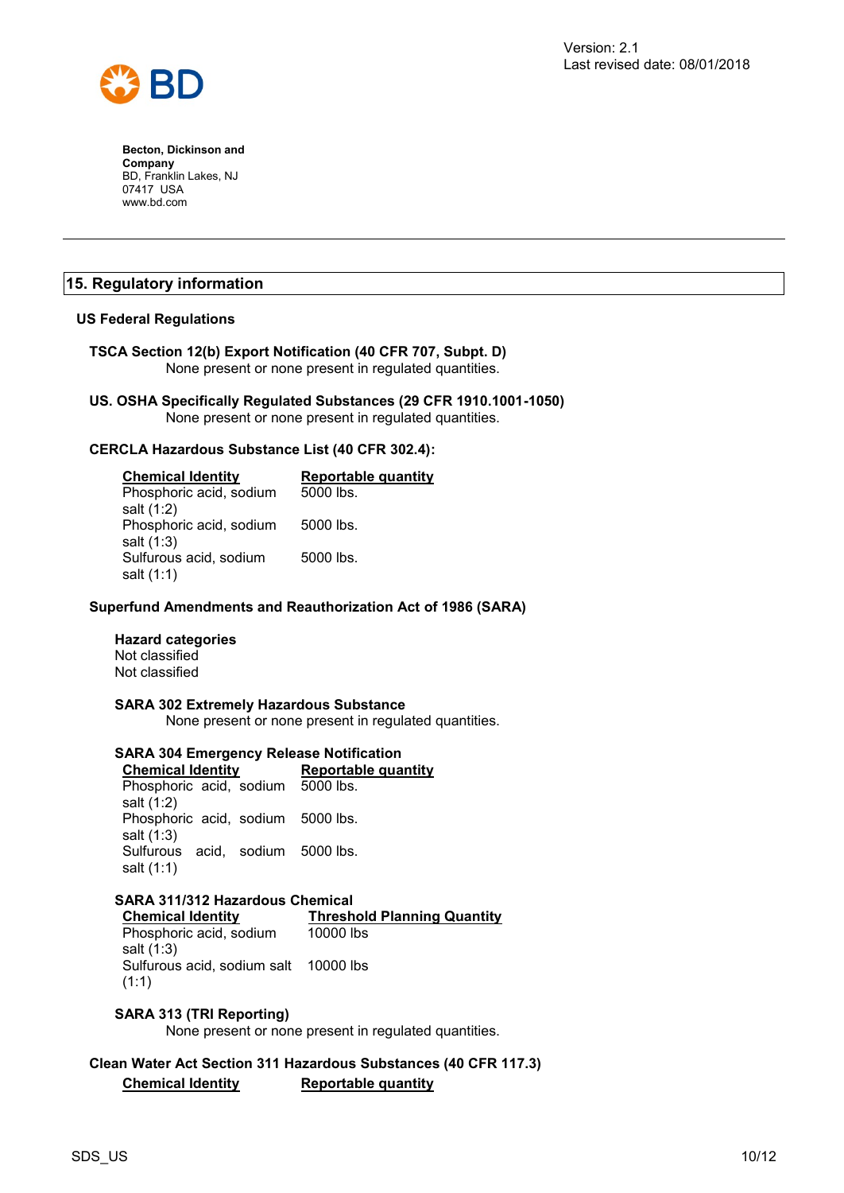Version: 2.1
Last revised date: 08/01/2018

**Becton, Dickinson and Company**
BD, Franklin Lakes, NJ
07417 USA
www.bd.com

## 15. Regulatory information

### US Federal Regulations

**TSCA Section 12(b) Export Notification (40 CFR 707, Subpt. D)**
None present or none present in regulated quantities.

**US. OSHA Specifically Regulated Substances (29 CFR 1910.1001-1050)**
None present or none present in regulated quantities.

**CERCLA Hazardous Substance List (40 CFR 302.4):**

| Chemical Identity | Reportable quantity |
| --- | --- |
| Phosphoric acid, sodium salt (1:2) | 5000 lbs. |
| Phosphoric acid, sodium salt (1:3) | 5000 lbs. |
| Sulfurous acid, sodium salt (1:1) | 5000 lbs. |

**Superfund Amendments and Reauthorization Act of 1986 (SARA)**

**Hazard categories**
Not classified
Not classified

**SARA 302 Extremely Hazardous Substance**
None present or none present in regulated quantities.

**SARA 304 Emergency Release Notification**

| Chemical Identity | Reportable quantity |
| --- | --- |
| Phosphoric acid, sodium salt (1:2) | 5000 lbs. |
| Phosphoric acid, sodium salt (1:3) | 5000 lbs. |
| Sulfurous acid, sodium salt (1:1) | 5000 lbs. |

**SARA 311/312 Hazardous Chemical**

| Chemical Identity | Threshold Planning Quantity |
| --- | --- |
| Phosphoric acid, sodium salt (1:3) | 10000 lbs |
| Sulfurous acid, sodium salt (1:1) | 10000 lbs |

**SARA 313 (TRI Reporting)**
None present or none present in regulated quantities.

**Clean Water Act Section 311 Hazardous Substances (40 CFR 117.3)**

| Chemical Identity | Reportable quantity |
| --- | --- |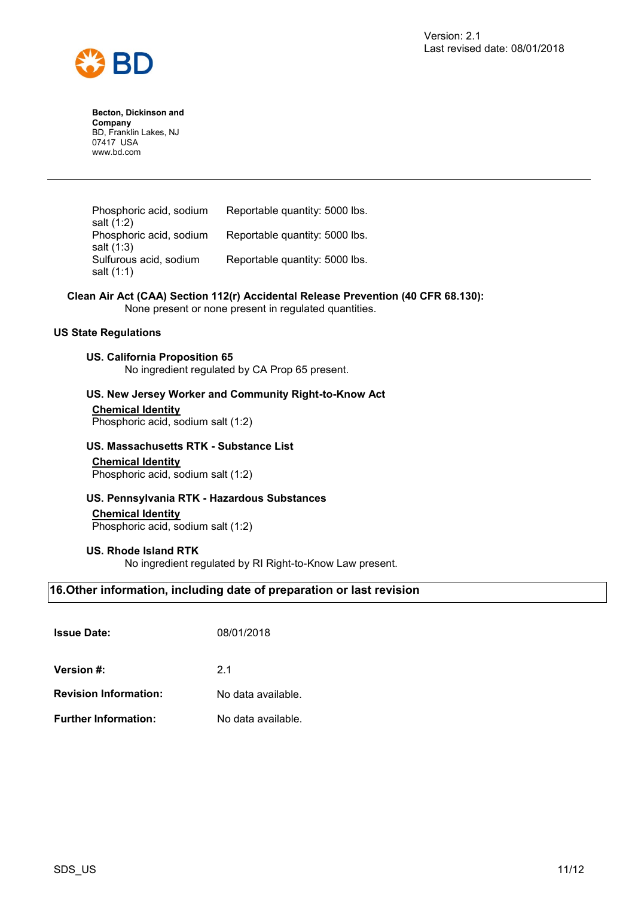| | |
|---|---|
| Phosphoric acid, sodium salt (1:2) | Reportable quantity: 5000 lbs. |
| Phosphoric acid, sodium salt (1:3) | Reportable quantity: 5000 lbs. |
| Sulfurous acid, sodium salt (1:1) | Reportable quantity: 5000 lbs. |

**Clean Air Act (CAA) Section 112(r) Accidental Release Prevention (40 CFR 68.130):**
None present or none present in regulated quantities.

**US State Regulations**

**US. California Proposition 65**
No ingredient regulated by CA Prop 65 present.

**US. New Jersey Worker and Community Right-to-Know Act**

**Chemical Identity**
Phosphoric acid, sodium salt (1:2)

**US. Massachusetts RTK - Substance List**

**Chemical Identity**
Phosphoric acid, sodium salt (1:2)

**US. Pennsylvania RTK - Hazardous Substances**

**Chemical Identity**
Phosphoric acid, sodium salt (1:2)

**US. Rhode Island RTK**
No ingredient regulated by RI Right-to-Know Law present.

## 16.Other information, including date of preparation or last revision

**Issue Date:** 08/01/2018

**Version #:** 2.1

**Revision Information:** No data available.

**Further Information:** No data available.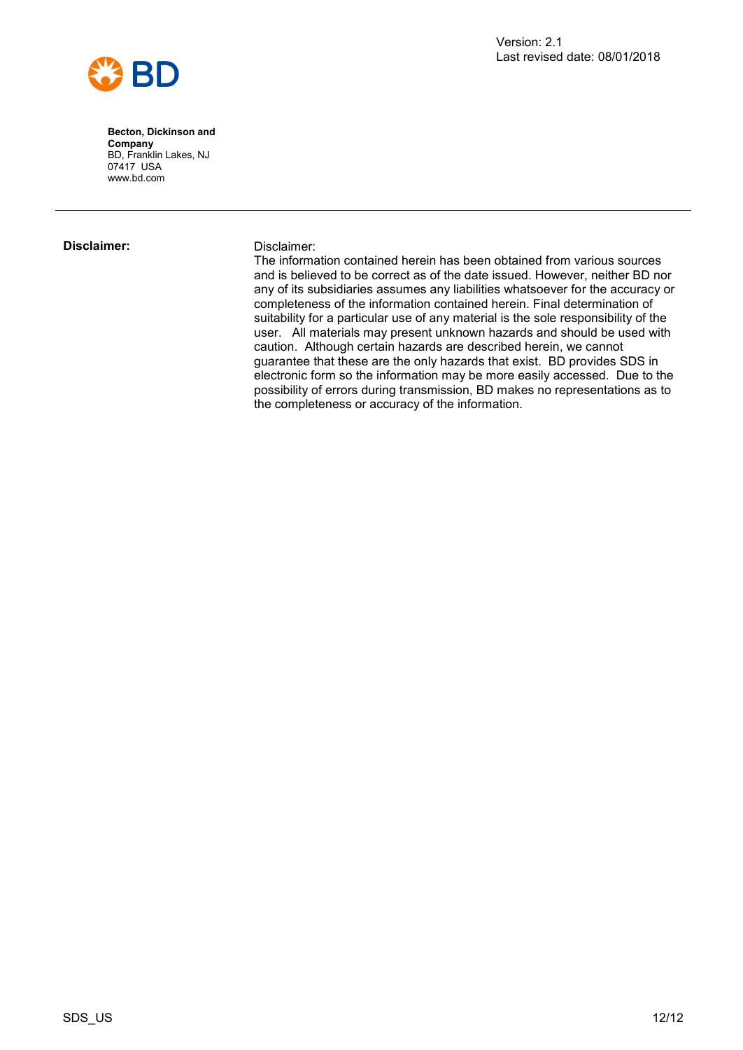**Becton, Dickinson and Company**
BD, Franklin Lakes, NJ
07417 USA
www.bd.com

---

**Disclaimer:**

Disclaimer:
The information contained herein has been obtained from various sources and is believed to be correct as of the date issued. However, neither BD nor any of its subsidiaries assumes any liabilities whatsoever for the accuracy or completeness of the information contained herein. Final determination of suitability for a particular use of any material is the sole responsibility of the user. All materials may present unknown hazards and should be used with caution. Although certain hazards are described herein, we cannot guarantee that these are the only hazards that exist. BD provides SDS in electronic form so the information may be more easily accessed. Due to the possibility of errors during transmission, BD makes no representations as to the completeness or accuracy of the information.